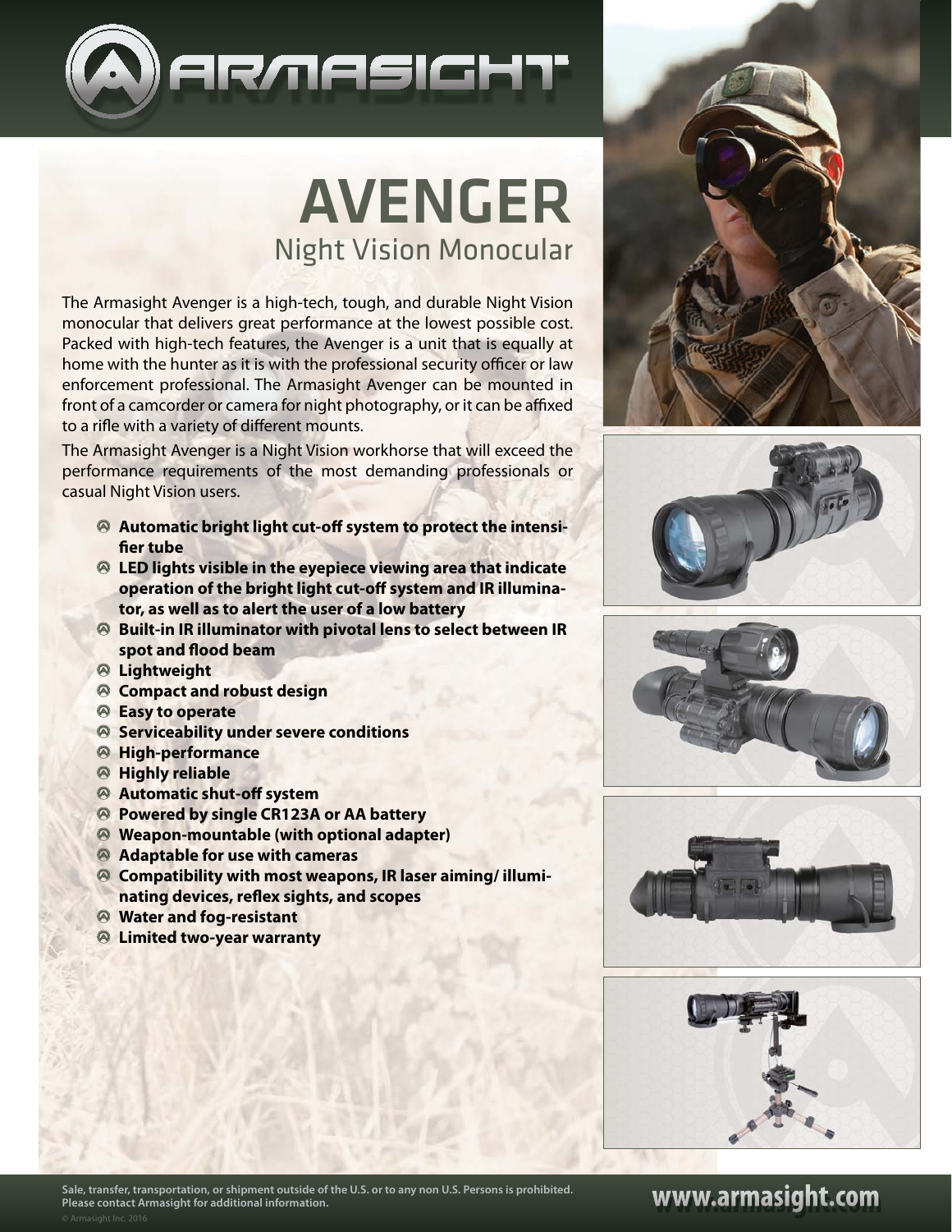# AVENGER

## Night Vision Monocular

The Armasight Avenger is a high-tech, tough, and durable Night Vision monocular that delivers great performance at the lowest possible cost. Packed with high-tech features, the Avenger is a unit that is equally at home with the hunter as it is with the professional security officer or law enforcement professional. The Armasight Avenger can be mounted in front of a camcorder or camera for night photography, or it can be affixed to a rifle with a variety of different mounts.

The Armasight Avenger is a Night Vision workhorse that will exceed the performance requirements of the most demanding professionals or casual Night Vision users.

- **Automatic bright light cut-off system to protect the intensifier tube**
- **LED lights visible in the eyepiece viewing area that indicate operation of the bright light cut-off system and IR illuminator, as well as to alert the user of a low battery**
- **Built-in IR illuminator with pivotal lens to select between IR spot and flood beam**
- **Lightweight**
- **Compact and robust design**
- **Easy to operate**
- **Serviceability under severe conditions**
- **High-performance**
- **Highly reliable**
- **Automatic shut-off system**
- **Powered by single CR123A or AA battery**
- **Weapon-mountable (with optional adapter)**
- **Adaptable for use with cameras**
- **Compatibility with most weapons, IR laser aiming/ illuminating devices, reflex sights, and scopes**
- **Water and fog-resistant**
- **Limited two-year warranty**

**Sale, transfer, transportation, or shipment outside of the U.S. or to any non U.S. Persons is prohibited. Please contact Armasight for additional information.**

© Armasight Inc. 2016

**www.armasight.com**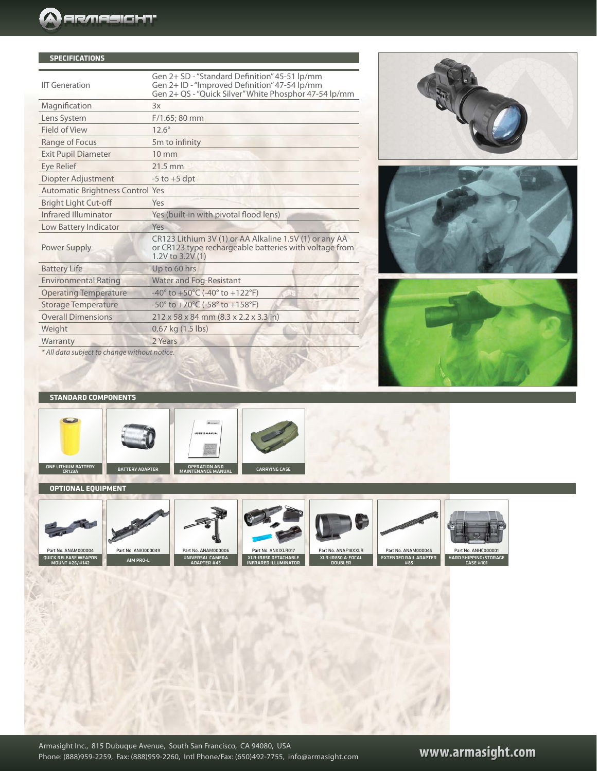## SPECIFICATIONS

| | |
|---|---|
| IIT Generation | Gen 2+ SD - "Standard Definition" 45-51 lp/mm<br>Gen 2+ ID - "Improved Definition" 47-54 lp/mm<br>Gen 2+ QS - "Quick Silver" White Phosphor 47-54 lp/mm |
| Magnification | 3x |
| Lens System | F/1.65; 80 mm |
| Field of View | 12.6° |
| Range of Focus | 5m to infinity |
| Exit Pupil Diameter | 10 mm |
| Eye Relief | 21.5 mm |
| Diopter Adjustment | -5 to +5 dpt |
| Automatic Brightness Control | Yes |
| Bright Light Cut-off | Yes |
| Infrared Illuminator | Yes (built-in with pivotal flood lens) |
| Low Battery Indicator | Yes |
| Power Supply | CR123 Lithium 3V (1) or AA Alkaline 1.5V (1) or any AA or CR123 type rechargeable batteries with voltage from 1.2V to 3.2V (1) |
| Battery Life | Up to 60 hrs |
| Environmental Rating | Water and Fog-Resistant |
| Operating Temperature | -40° to +50°C (-40° to +122°F) |
| Storage Temperature | -50° to +70°C (-58° to +158°F) |
| Overall Dimensions | 212 x 58 x 84 mm (8.3 x 2.2 x 3.3 in) |
| Weight | 0.67 kg (1.5 lbs) |
| Warranty | 2 Years |

*\* All data subject to change without notice.*

## STANDARD COMPONENTS

- ONE LITHIUM BATTERY CR123A
- BATTERY ADAPTER
- OPERATION AND MAINTENANCE MANUAL
- CARRYING CASE

## OPTIONAL EQUIPMENT

- Part No. ANAM000004 — QUICK RELEASE WEAPON MOUNT #26/#142
- Part No. ANKI000049 — AIM PRO-L
- Part No. ANAM000006 — UNIVERSAL CAMERA ADAPTER #45
- Part No. ANKIXLR017 — XLR-IR850 DETACHABLE INFRARED ILLUMINATOR
- Part No. ANAF18XXLR — XLR-IR850 A-FOCAL DOUBLER
- Part No. ANAM000045 — EXTENDED RAIL ADAPTER #85
- Part No. ANHC000001 — HARD SHIPPING/STORAGE CASE #101

Armasight Inc., 815 Dubuque Avenue, South San Francisco, CA 94080, USA
Phone: (888)959-2259, Fax: (888)959-2260, Intl Phone/Fax: (650)492-7755, info@armasight.com

www.armasight.com